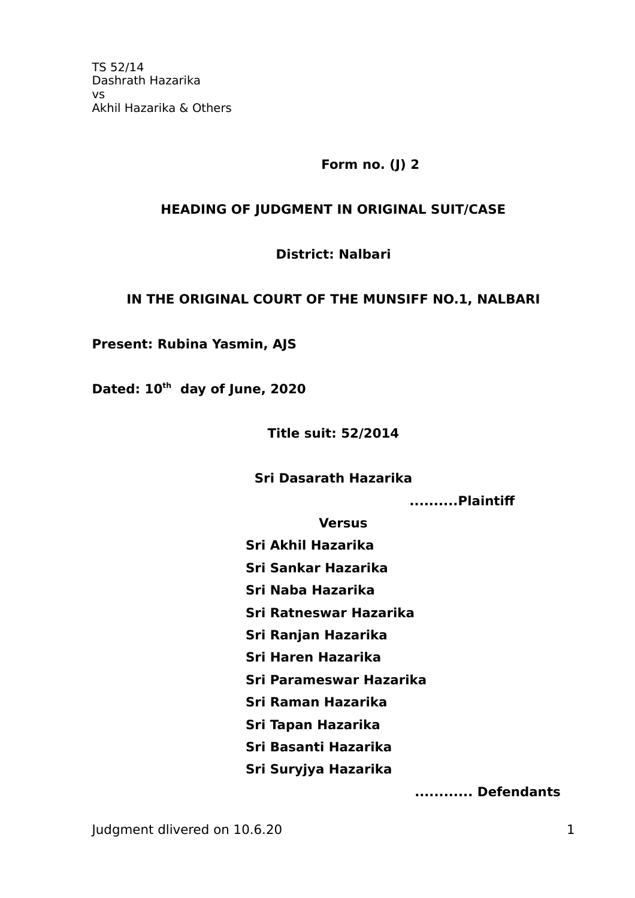TS 52/14
Dashrath Hazarika
vs
Akhil Hazarika & Others

**Form no. (J) 2**

## HEADING OF JUDGMENT IN ORIGINAL SUIT/CASE

**District: Nalbari**

## IN THE ORIGINAL COURT OF THE MUNSIFF NO.1, NALBARI

**Present: Rubina Yasmin, AJS**

**Dated: 10th day of June, 2020**

**Title suit: 52/2014**

**Sri Dasarath Hazarika**

**..........Plaintiff**

**Versus**

**Sri Akhil Hazarika**
**Sri Sankar Hazarika**
**Sri Naba Hazarika**
**Sri Ratneswar Hazarika**
**Sri Ranjan Hazarika**
**Sri Haren Hazarika**
**Sri Parameswar Hazarika**
**Sri Raman Hazarika**
**Sri Tapan Hazarika**
**Sri Basanti Hazarika**
**Sri Suryjya Hazarika**

**............ Defendants**

Judgment dlivered on 10.6.20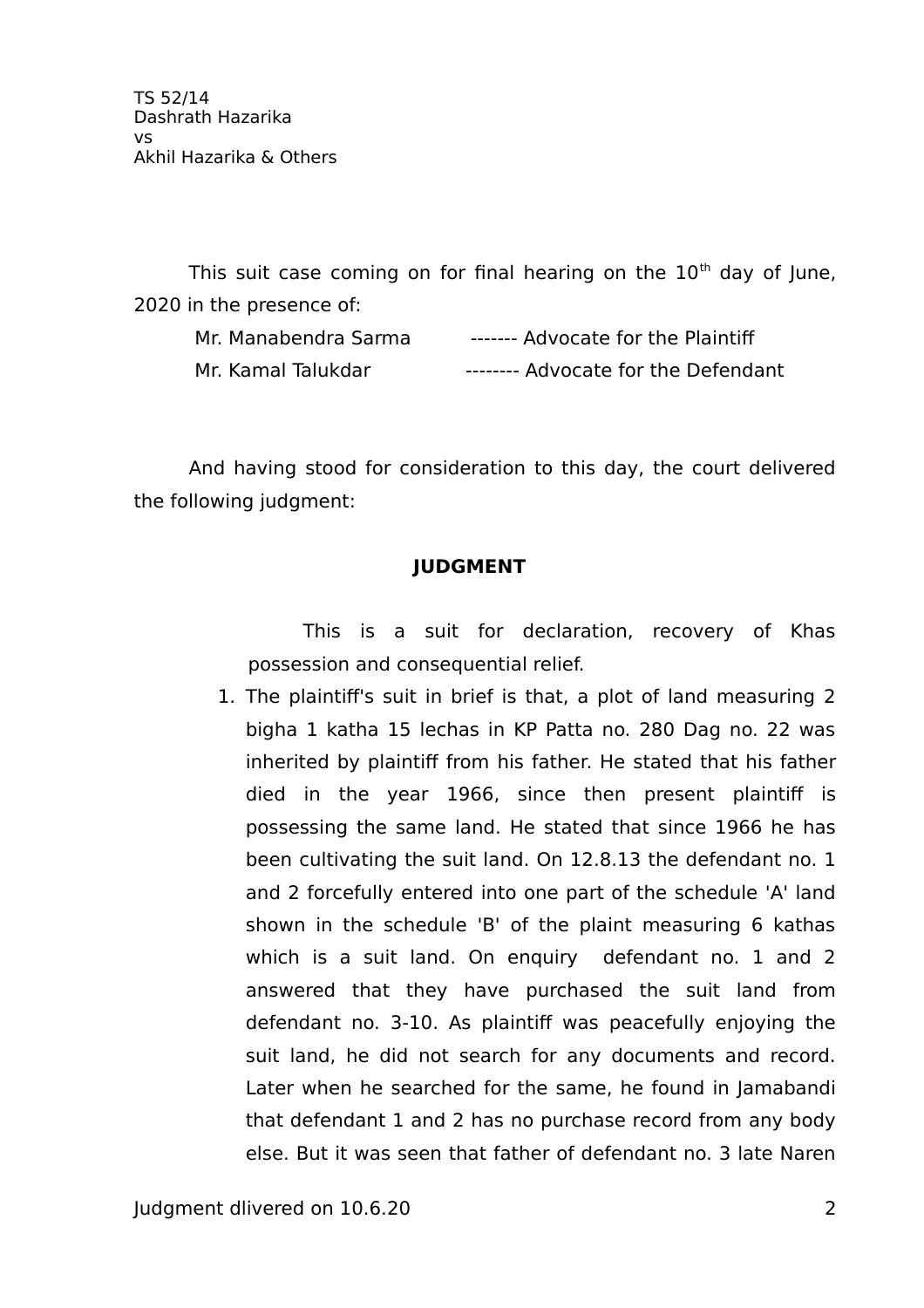TS 52/14
Dashrath Hazarika
vs
Akhil Hazarika & Others

This suit case coming on for final hearing on the 10th day of June, 2020 in the presence of:

Mr. Manabendra Sarma ------- Advocate for the Plaintiff

Mr. Kamal Talukdar -------- Advocate for the Defendant

And having stood for consideration to this day, the court delivered the following judgment:

**JUDGMENT**

This is a suit for declaration, recovery of Khas possession and consequential relief.

1. The plaintiff's suit in brief is that, a plot of land measuring 2 bigha 1 katha 15 lechas in KP Patta no. 280 Dag no. 22 was inherited by plaintiff from his father. He stated that his father died in the year 1966, since then present plaintiff is possessing the same land. He stated that since 1966 he has been cultivating the suit land. On 12.8.13 the defendant no. 1 and 2 forcefully entered into one part of the schedule 'A' land shown in the schedule 'B' of the plaint measuring 6 kathas which is a suit land. On enquiry defendant no. 1 and 2 answered that they have purchased the suit land from defendant no. 3-10. As plaintiff was peacefully enjoying the suit land, he did not search for any documents and record. Later when he searched for the same, he found in Jamabandi that defendant 1 and 2 has no purchase record from any body else. But it was seen that father of defendant no. 3 late Naren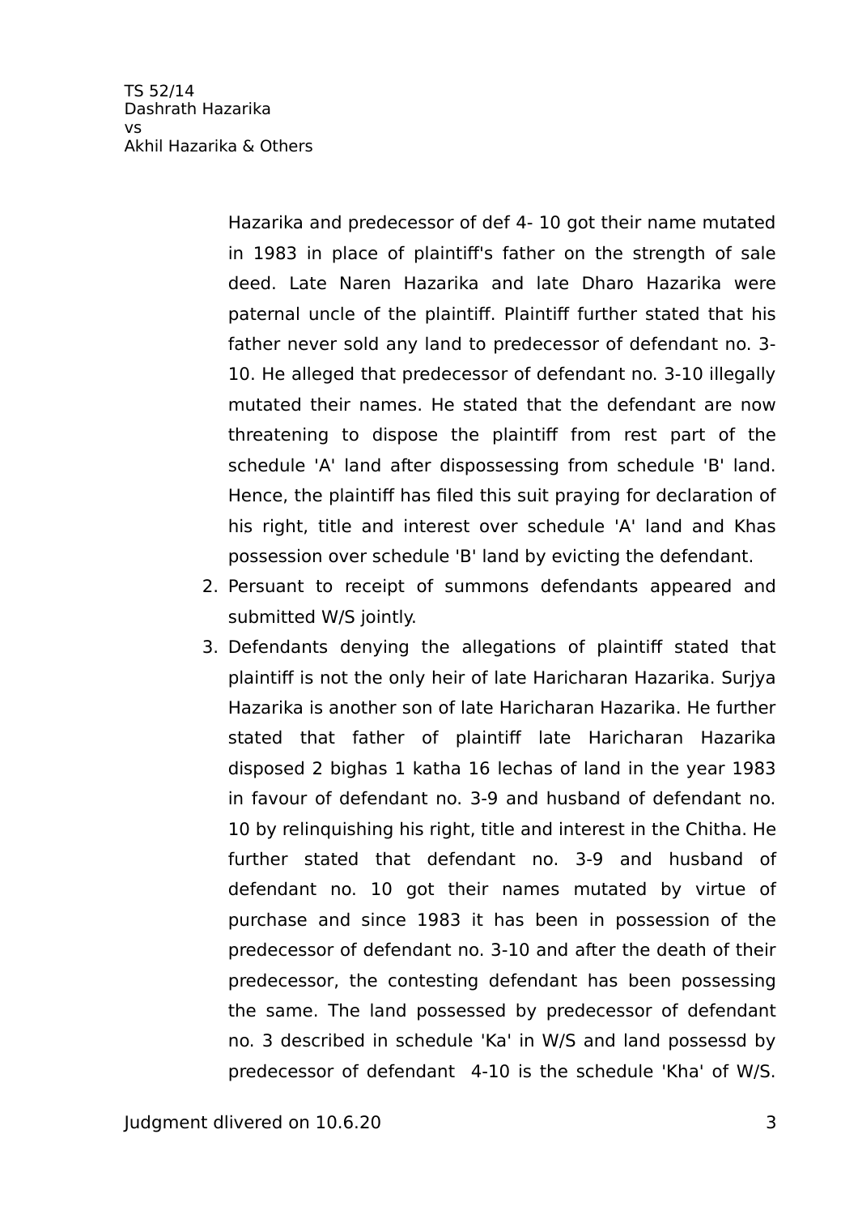Hazarika and predecessor of def 4- 10 got their name mutated in 1983 in place of plaintiff's father on the strength of sale deed. Late Naren Hazarika and late Dharo Hazarika were paternal uncle of the plaintiff. Plaintiff further stated that his father never sold any land to predecessor of defendant no. 3-10. He alleged that predecessor of defendant no. 3-10 illegally mutated their names. He stated that the defendant are now threatening to dispose the plaintiff from rest part of the schedule 'A' land after dispossessing from schedule 'B' land. Hence, the plaintiff has filed this suit praying for declaration of his right, title and interest over schedule 'A' land and Khas possession over schedule 'B' land by evicting the defendant.

2. Persuant to receipt of summons defendants appeared and submitted W/S jointly.
3. Defendants denying the allegations of plaintiff stated that plaintiff is not the only heir of late Haricharan Hazarika. Surjya Hazarika is another son of late Haricharan Hazarika. He further stated that father of plaintiff late Haricharan Hazarika disposed 2 bighas 1 katha 16 lechas of land in the year 1983 in favour of defendant no. 3-9 and husband of defendant no. 10 by relinquishing his right, title and interest in the Chitha. He further stated that defendant no. 3-9 and husband of defendant no. 10 got their names mutated by virtue of purchase and since 1983 it has been in possession of the predecessor of defendant no. 3-10 and after the death of their predecessor, the contesting defendant has been possessing the same. The land possessed by predecessor of defendant no. 3 described in schedule 'Ka' in W/S and land possessd by predecessor of defendant 4-10 is the schedule 'Kha' of W/S.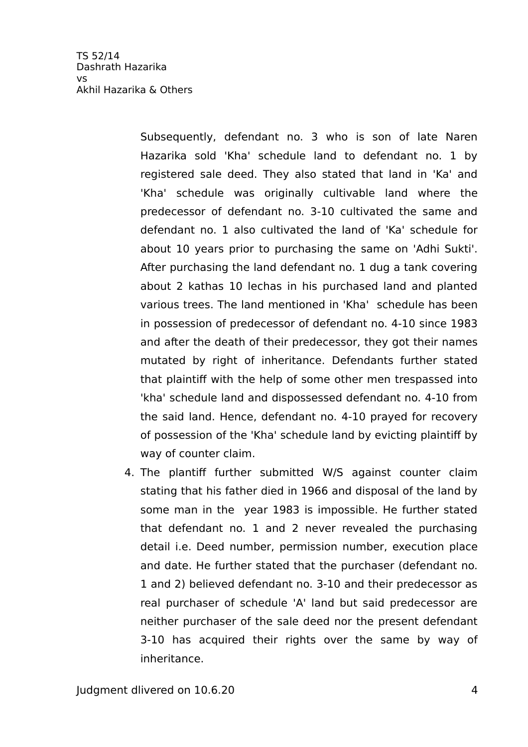Subsequently, defendant no. 3 who is son of late Naren Hazarika sold 'Kha' schedule land to defendant no. 1 by registered sale deed. They also stated that land in 'Ka' and 'Kha' schedule was originally cultivable land where the predecessor of defendant no. 3-10 cultivated the same and defendant no. 1 also cultivated the land of 'Ka' schedule for about 10 years prior to purchasing the same on 'Adhi Sukti'. After purchasing the land defendant no. 1 dug a tank covering about 2 kathas 10 lechas in his purchased land and planted various trees. The land mentioned in 'Kha' schedule has been in possession of predecessor of defendant no. 4-10 since 1983 and after the death of their predecessor, they got their names mutated by right of inheritance. Defendants further stated that plaintiff with the help of some other men trespassed into 'kha' schedule land and dispossessed defendant no. 4-10 from the said land. Hence, defendant no. 4-10 prayed for recovery of possession of the 'Kha' schedule land by evicting plaintiff by way of counter claim.

4. The plantiff further submitted W/S against counter claim stating that his father died in 1966 and disposal of the land by some man in the year 1983 is impossible. He further stated that defendant no. 1 and 2 never revealed the purchasing detail i.e. Deed number, permission number, execution place and date. He further stated that the purchaser (defendant no. 1 and 2) believed defendant no. 3-10 and their predecessor as real purchaser of schedule 'A' land but said predecessor are neither purchaser of the sale deed nor the present defendant 3-10 has acquired their rights over the same by way of inheritance.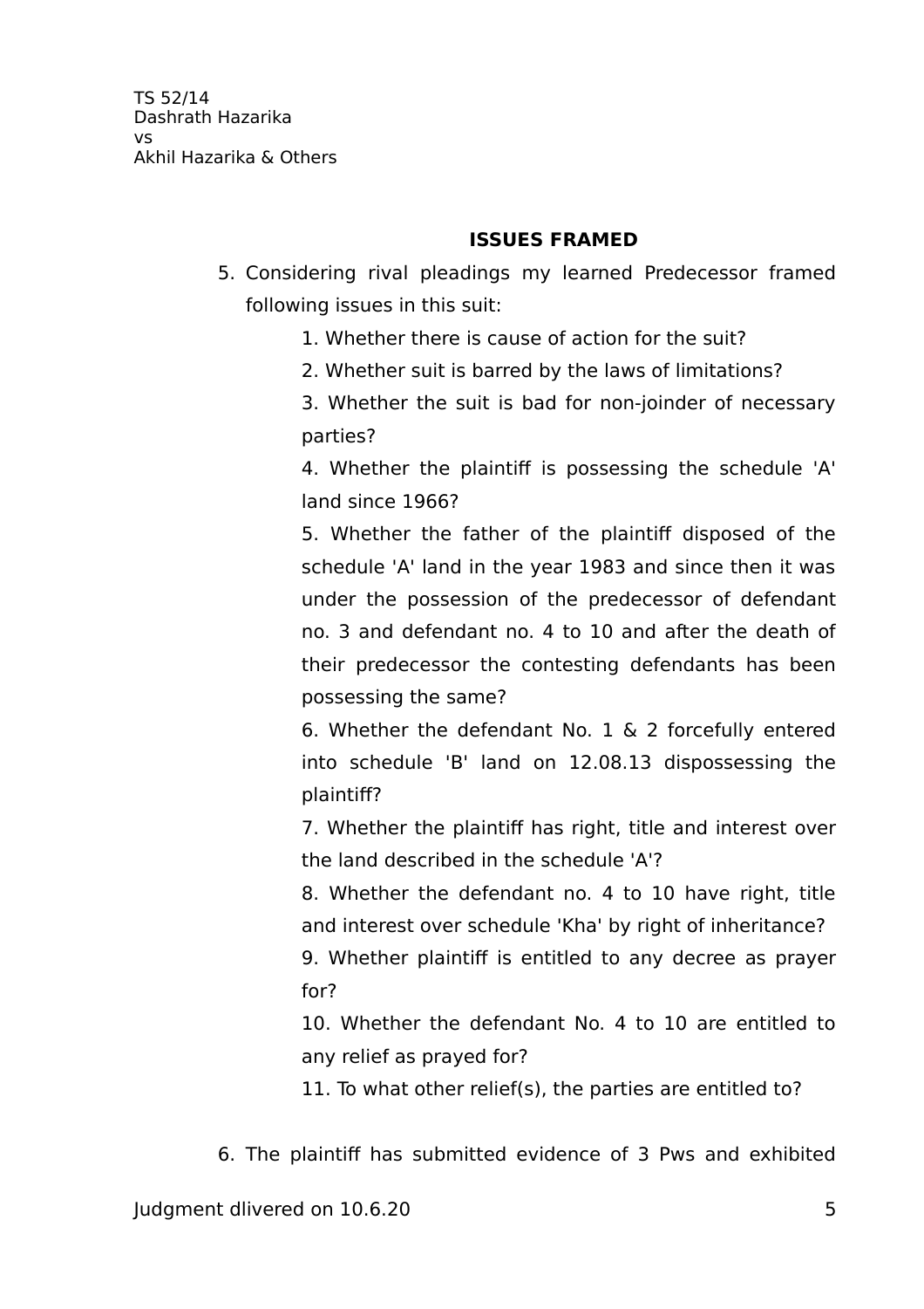**ISSUES FRAMED**

5. Considering rival pleadings my learned Predecessor framed following issues in this suit:

   1. Whether there is cause of action for the suit?

   2. Whether suit is barred by the laws of limitations?

   3. Whether the suit is bad for non-joinder of necessary parties?

   4. Whether the plaintiff is possessing the schedule 'A' land since 1966?

   5. Whether the father of the plaintiff disposed of the schedule 'A' land in the year 1983 and since then it was under the possession of the predecessor of defendant no. 3 and defendant no. 4 to 10 and after the death of their predecessor the contesting defendants has been possessing the same?

   6. Whether the defendant No. 1 & 2 forcefully entered into schedule 'B' land on 12.08.13 dispossessing the plaintiff?

   7. Whether the plaintiff has right, title and interest over the land described in the schedule 'A'?

   8. Whether the defendant no. 4 to 10 have right, title and interest over schedule 'Kha' by right of inheritance?

   9. Whether plaintiff is entitled to any decree as prayer for?

   10. Whether the defendant No. 4 to 10 are entitled to any relief as prayed for?

   11. To what other relief(s), the parties are entitled to?

6. The plaintiff has submitted evidence of 3 Pws and exhibited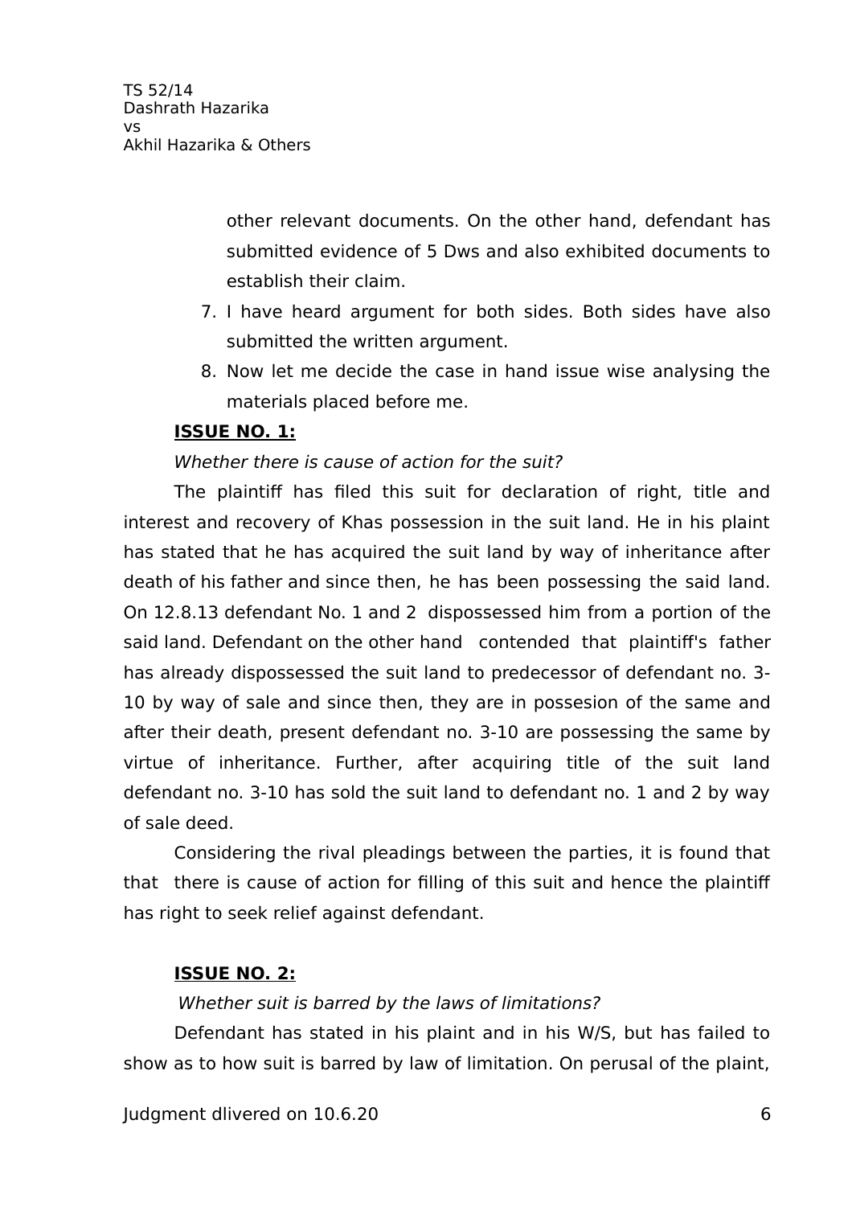other relevant documents. On the other hand, defendant has submitted evidence of 5 Dws and also exhibited documents to establish their claim.

7. I have heard argument for both sides. Both sides have also submitted the written argument.
8. Now let me decide the case in hand issue wise analysing the materials placed before me.

**ISSUE NO. 1:**

*Whether there is cause of action for the suit?*

The plaintiff has filed this suit for declaration of right, title and interest and recovery of Khas possession in the suit land. He in his plaint has stated that he has acquired the suit land by way of inheritance after death of his father and since then, he has been possessing the said land. On 12.8.13 defendant No. 1 and 2 dispossessed him from a portion of the said land. Defendant on the other hand contended that plaintiff's father has already dispossessed the suit land to predecessor of defendant no. 3-10 by way of sale and since then, they are in possesion of the same and after their death, present defendant no. 3-10 are possessing the same by virtue of inheritance. Further, after acquiring title of the suit land defendant no. 3-10 has sold the suit land to defendant no. 1 and 2 by way of sale deed.

Considering the rival pleadings between the parties, it is found that that there is cause of action for filling of this suit and hence the plaintiff has right to seek relief against defendant.

**ISSUE NO. 2:**

*Whether suit is barred by the laws of limitations?*

Defendant has stated in his plaint and in his W/S, but has failed to show as to how suit is barred by law of limitation. On perusal of the plaint,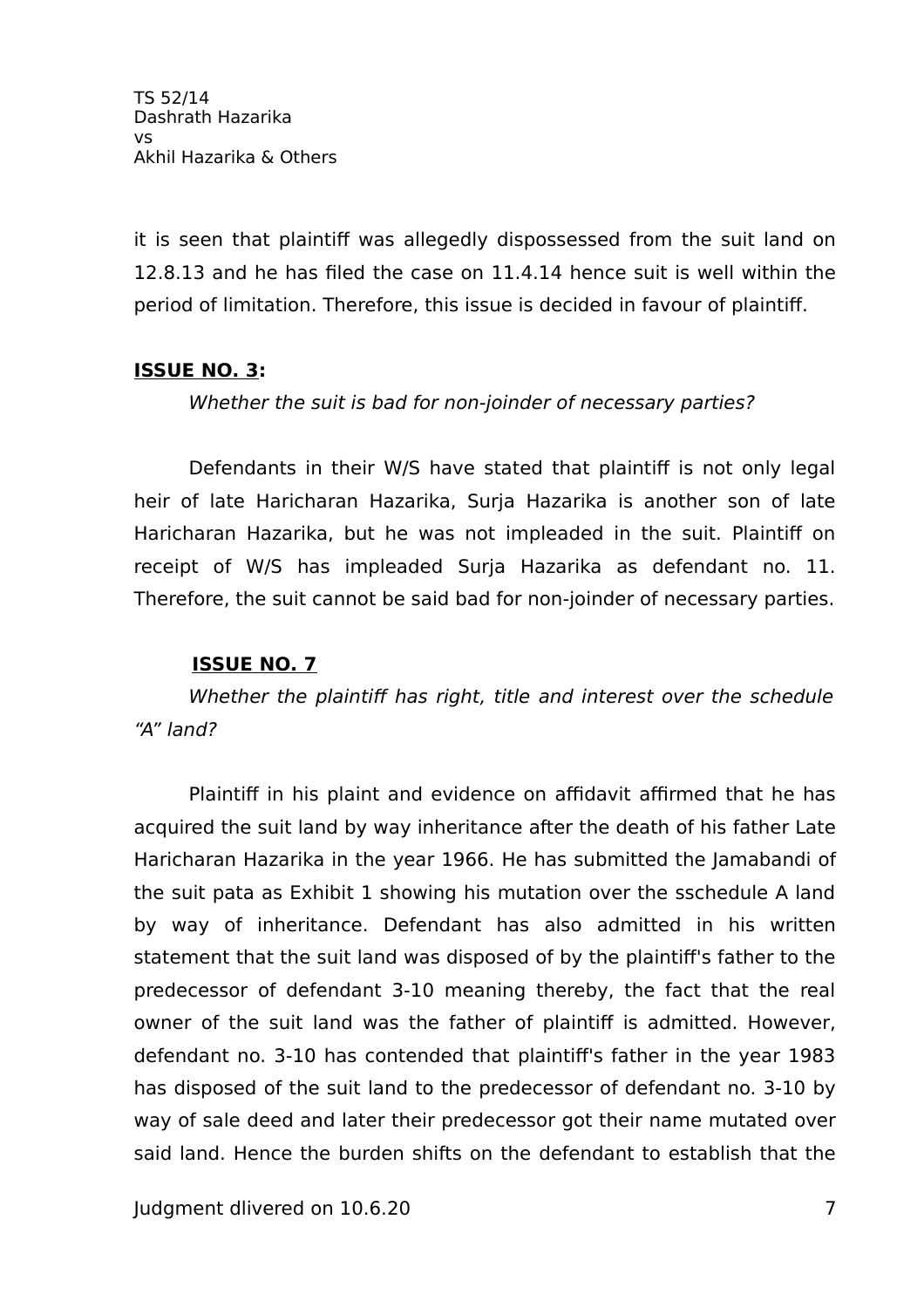it is seen that plaintiff was allegedly dispossessed from the suit land on 12.8.13 and he has filed the case on 11.4.14 hence suit is well within the period of limitation. Therefore, this issue is decided in favour of plaintiff.

**ISSUE NO. 3:**

*Whether the suit is bad for non-joinder of necessary parties?*

Defendants in their W/S have stated that plaintiff is not only legal heir of late Haricharan Hazarika, Surja Hazarika is another son of late Haricharan Hazarika, but he was not impleaded in the suit. Plaintiff on receipt of W/S has impleaded Surja Hazarika as defendant no. 11. Therefore, the suit cannot be said bad for non-joinder of necessary parties.

**ISSUE NO. 7**

*Whether the plaintiff has right, title and interest over the schedule "A" land?*

Plaintiff in his plaint and evidence on affidavit affirmed that he has acquired the suit land by way inheritance after the death of his father Late Haricharan Hazarika in the year 1966. He has submitted the Jamabandi of the suit pata as Exhibit 1 showing his mutation over the sschedule A land by way of inheritance. Defendant has also admitted in his written statement that the suit land was disposed of by the plaintiff's father to the predecessor of defendant 3-10 meaning thereby, the fact that the real owner of the suit land was the father of plaintiff is admitted. However, defendant no. 3-10 has contended that plaintiff's father in the year 1983 has disposed of the suit land to the predecessor of defendant no. 3-10 by way of sale deed and later their predecessor got their name mutated over said land. Hence the burden shifts on the defendant to establish that the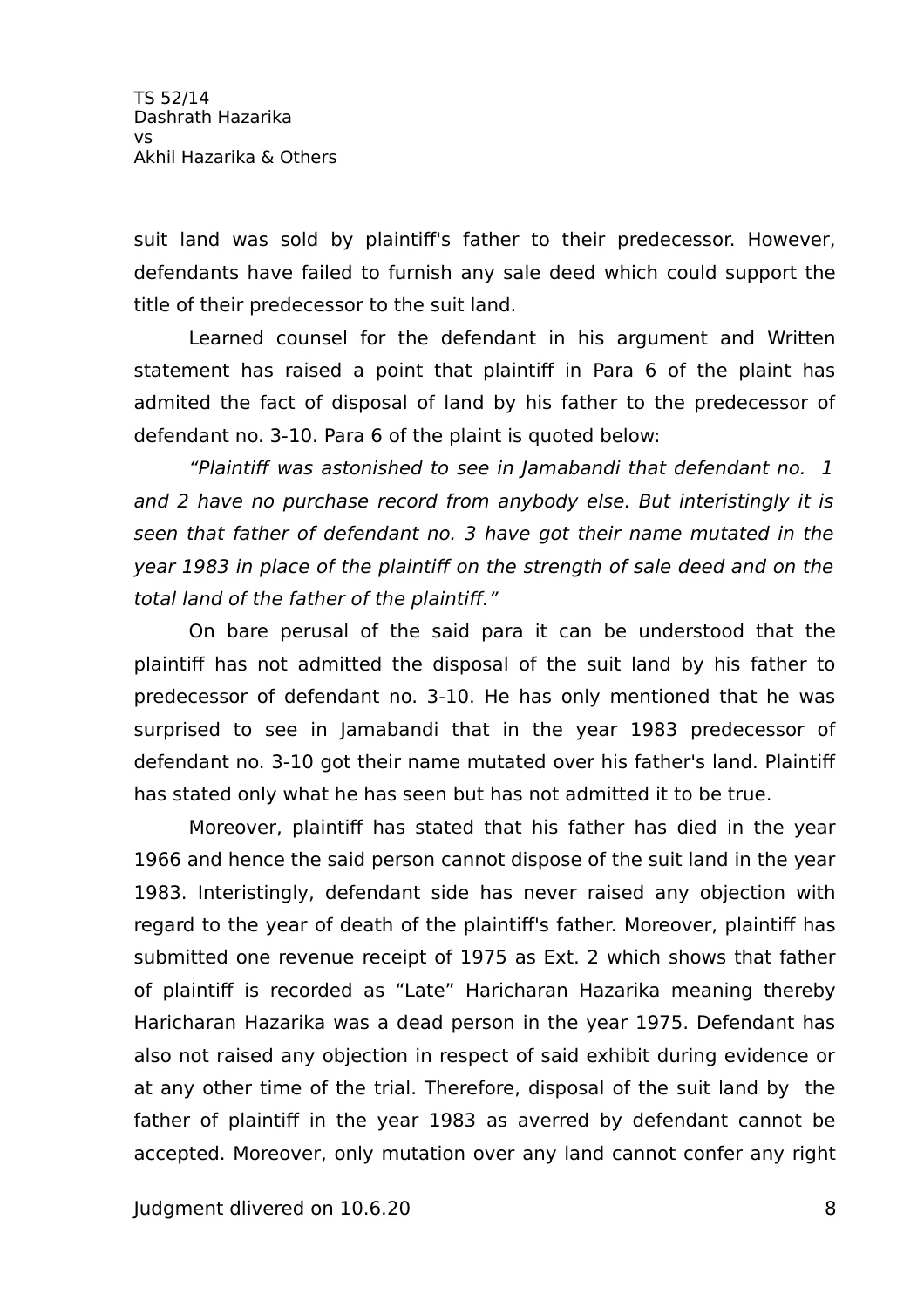suit land was sold by plaintiff's father to their predecessor. However, defendants have failed to furnish any sale deed which could support the title of their predecessor to the suit land.

Learned counsel for the defendant in his argument and Written statement has raised a point that plaintiff in Para 6 of the plaint has admited the fact of disposal of land by his father to the predecessor of defendant no. 3-10. Para 6 of the plaint is quoted below:

*"Plaintiff was astonished to see in Jamabandi that defendant no. 1 and 2 have no purchase record from anybody else. But interistingly it is seen that father of defendant no. 3 have got their name mutated in the year 1983 in place of the plaintiff on the strength of sale deed and on the total land of the father of the plaintiff."*

On bare perusal of the said para it can be understood that the plaintiff has not admitted the disposal of the suit land by his father to predecessor of defendant no. 3-10. He has only mentioned that he was surprised to see in Jamabandi that in the year 1983 predecessor of defendant no. 3-10 got their name mutated over his father's land. Plaintiff has stated only what he has seen but has not admitted it to be true.

Moreover, plaintiff has stated that his father has died in the year 1966 and hence the said person cannot dispose of the suit land in the year 1983. Interistingly, defendant side has never raised any objection with regard to the year of death of the plaintiff's father. Moreover, plaintiff has submitted one revenue receipt of 1975 as Ext. 2 which shows that father of plaintiff is recorded as "Late" Haricharan Hazarika meaning thereby Haricharan Hazarika was a dead person in the year 1975. Defendant has also not raised any objection in respect of said exhibit during evidence or at any other time of the trial. Therefore, disposal of the suit land by the father of plaintiff in the year 1983 as averred by defendant cannot be accepted. Moreover, only mutation over any land cannot confer any right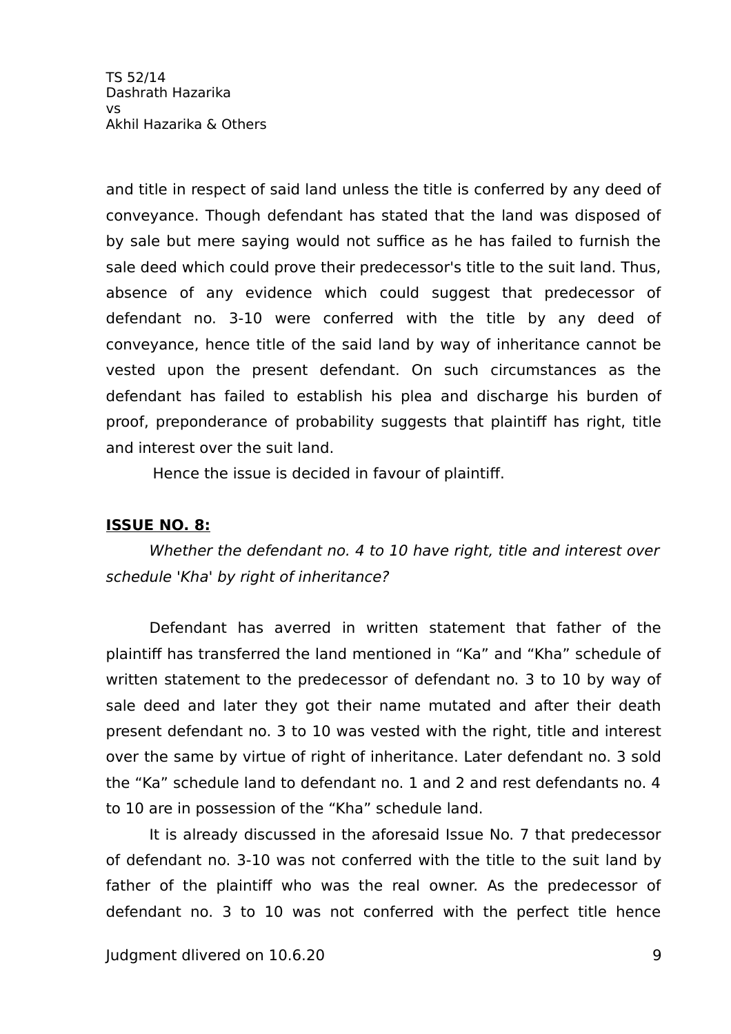and title in respect of said land unless the title is conferred by any deed of conveyance. Though defendant has stated that the land was disposed of by sale but mere saying would not suffice as he has failed to furnish the sale deed which could prove their predecessor's title to the suit land. Thus, absence of any evidence which could suggest that predecessor of defendant no. 3-10 were conferred with the title by any deed of conveyance, hence title of the said land by way of inheritance cannot be vested upon the present defendant. On such circumstances as the defendant has failed to establish his plea and discharge his burden of proof, preponderance of probability suggests that plaintiff has right, title and interest over the suit land.

Hence the issue is decided in favour of plaintiff.

**ISSUE NO. 8:**

*Whether the defendant no. 4 to 10 have right, title and interest over schedule 'Kha' by right of inheritance?*

Defendant has averred in written statement that father of the plaintiff has transferred the land mentioned in “Ka” and “Kha” schedule of written statement to the predecessor of defendant no. 3 to 10 by way of sale deed and later they got their name mutated and after their death present defendant no. 3 to 10 was vested with the right, title and interest over the same by virtue of right of inheritance. Later defendant no. 3 sold the “Ka” schedule land to defendant no. 1 and 2 and rest defendants no. 4 to 10 are in possession of the “Kha” schedule land.

It is already discussed in the aforesaid Issue No. 7 that predecessor of defendant no. 3-10 was not conferred with the title to the suit land by father of the plaintiff who was the real owner. As the predecessor of defendant no. 3 to 10 was not conferred with the perfect title hence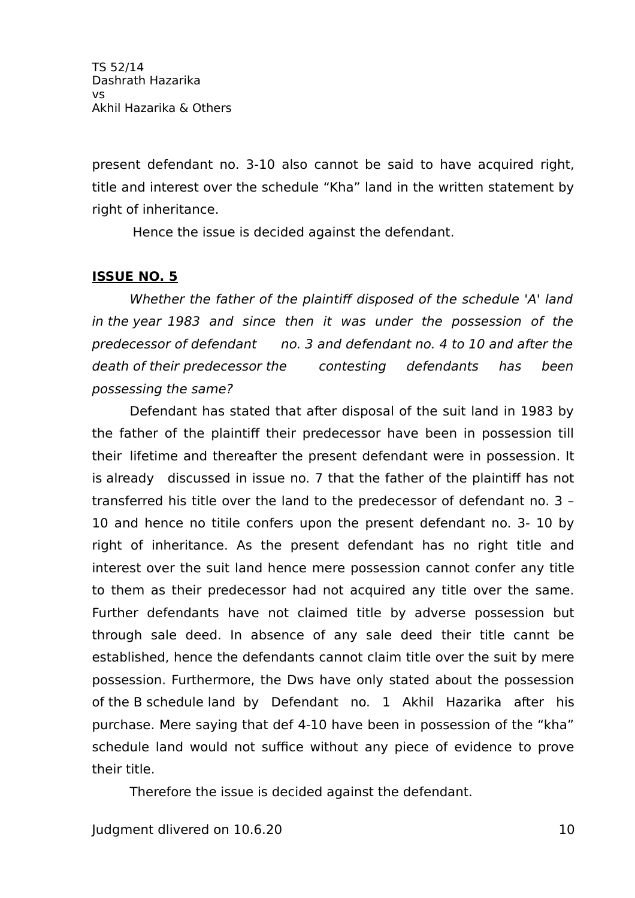present defendant no. 3-10 also cannot be said to have acquired right, title and interest over the schedule "Kha" land in the written statement by right of inheritance.

Hence the issue is decided against the defendant.

**ISSUE NO. 5**

*Whether the father of the plaintiff disposed of the schedule 'A' land in the year 1983 and since then it was under the possession of the predecessor of defendant no. 3 and defendant no. 4 to 10 and after the death of their predecessor the contesting defendants has been possessing the same?*

Defendant has stated that after disposal of the suit land in 1983 by the father of the plaintiff their predecessor have been in possession till their lifetime and thereafter the present defendant were in possession. It is already discussed in issue no. 7 that the father of the plaintiff has not transferred his title over the land to the predecessor of defendant no. 3 – 10 and hence no titile confers upon the present defendant no. 3- 10 by right of inheritance. As the present defendant has no right title and interest over the suit land hence mere possession cannot confer any title to them as their predecessor had not acquired any title over the same. Further defendants have not claimed title by adverse possession but through sale deed. In absence of any sale deed their title cannt be established, hence the defendants cannot claim title over the suit by mere possession. Furthermore, the Dws have only stated about the possession of the B schedule land by Defendant no. 1 Akhil Hazarika after his purchase. Mere saying that def 4-10 have been in possession of the "kha" schedule land would not suffice without any piece of evidence to prove their title.

Therefore the issue is decided against the defendant.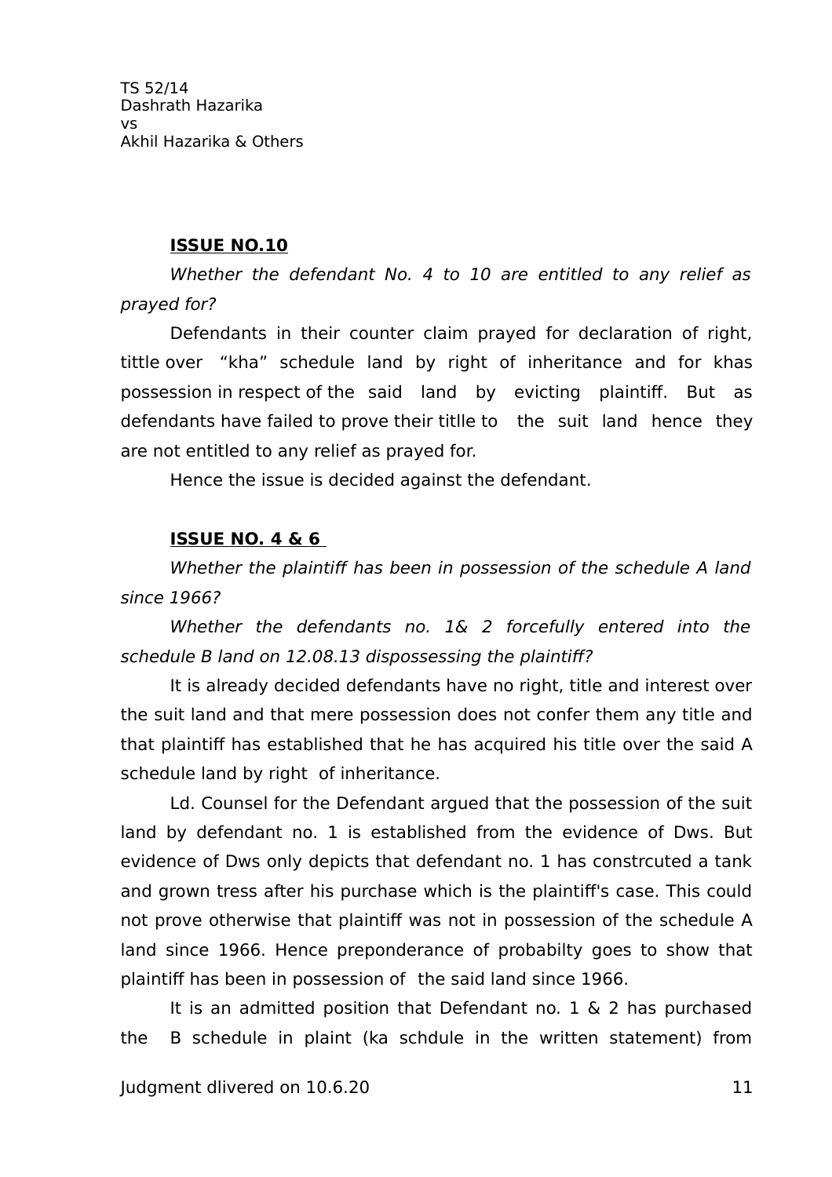**ISSUE NO.10**

*Whether the defendant No. 4 to 10 are entitled to any relief as prayed for?*

Defendants in their counter claim prayed for declaration of right, tittle over "kha" schedule land by right of inheritance and for khas possession in respect of the said land by evicting plaintiff. But as defendants have failed to prove their titlle to the suit land hence they are not entitled to any relief as prayed for.

Hence the issue is decided against the defendant.

**ISSUE NO. 4 & 6**

*Whether the plaintiff has been in possession of the schedule A land since 1966?*

*Whether the defendants no. 1& 2 forcefully entered into the schedule B land on 12.08.13 dispossessing the plaintiff?*

It is already decided defendants have no right, title and interest over the suit land and that mere possession does not confer them any title and that plaintiff has established that he has acquired his title over the said A schedule land by right of inheritance.

Ld. Counsel for the Defendant argued that the possession of the suit land by defendant no. 1 is established from the evidence of Dws. But evidence of Dws only depicts that defendant no. 1 has constrcuted a tank and grown tress after his purchase which is the plaintiff's case. This could not prove otherwise that plaintiff was not in possession of the schedule A land since 1966. Hence preponderance of probabilty goes to show that plaintiff has been in possession of the said land since 1966.

It is an admitted position that Defendant no. 1 & 2 has purchased the B schedule in plaint (ka schdule in the written statement) from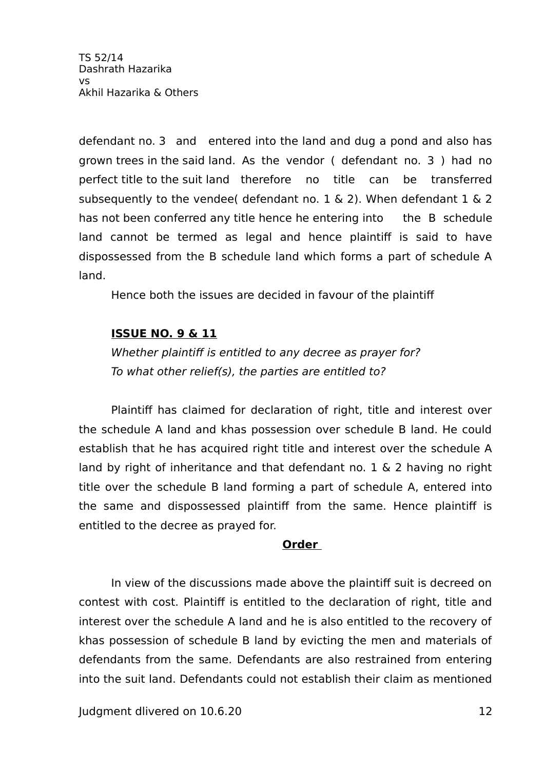defendant no. 3 and entered into the land and dug a pond and also has grown trees in the said land. As the vendor ( defendant no. 3 ) had no perfect title to the suit land therefore no title can be transferred subsequently to the vendee( defendant no. 1 & 2). When defendant 1 & 2 has not been conferred any title hence he entering into the B schedule land cannot be termed as legal and hence plaintiff is said to have dispossessed from the B schedule land which forms a part of schedule A land.

Hence both the issues are decided in favour of the plaintiff

**ISSUE NO. 9 & 11**

*Whether plaintiff is entitled to any decree as prayer for?*
*To what other relief(s), the parties are entitled to?*

Plaintiff has claimed for declaration of right, title and interest over the schedule A land and khas possession over schedule B land. He could establish that he has acquired right title and interest over the schedule A land by right of inheritance and that defendant no. 1 & 2 having no right title over the schedule B land forming a part of schedule A, entered into the same and dispossessed plaintiff from the same. Hence plaintiff is entitled to the decree as prayed for.

**Order**

In view of the discussions made above the plaintiff suit is decreed on contest with cost. Plaintiff is entitled to the declaration of right, title and interest over the schedule A land and he is also entitled to the recovery of khas possession of schedule B land by evicting the men and materials of defendants from the same. Defendants are also restrained from entering into the suit land. Defendants could not establish their claim as mentioned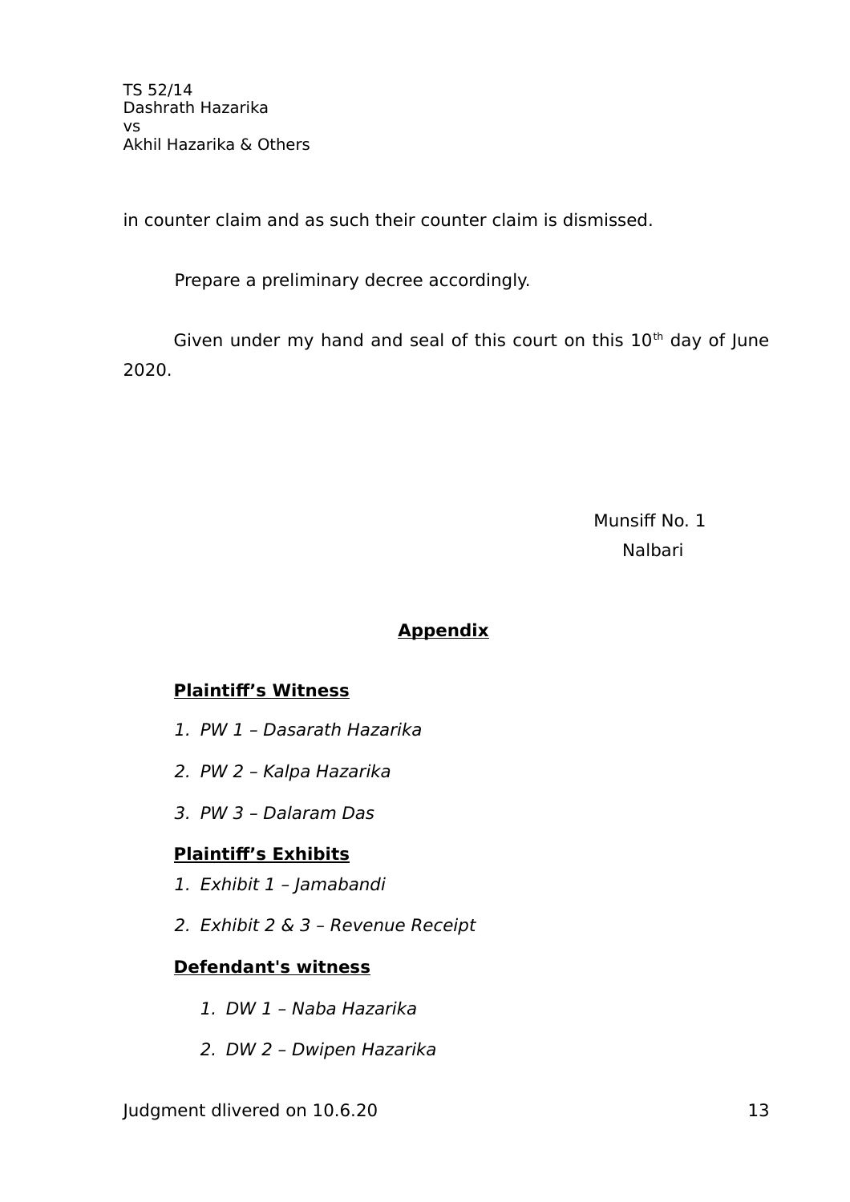in counter claim and as such their counter claim is dismissed.

Prepare a preliminary decree accordingly.

Given under my hand and seal of this court on this 10th day of June 2020.

Munsiff No. 1
Nalbari

## Appendix

**Plaintiff's Witness**

1. *PW 1 – Dasarath Hazarika*
2. *PW 2 – Kalpa Hazarika*
3. *PW 3 – Dalaram Das*

**Plaintiff's Exhibits**

1. *Exhibit 1 – Jamabandi*
2. *Exhibit 2 & 3 – Revenue Receipt*

**Defendant's witness**

1. *DW 1 – Naba Hazarika*
2. *DW 2 – Dwipen Hazarika*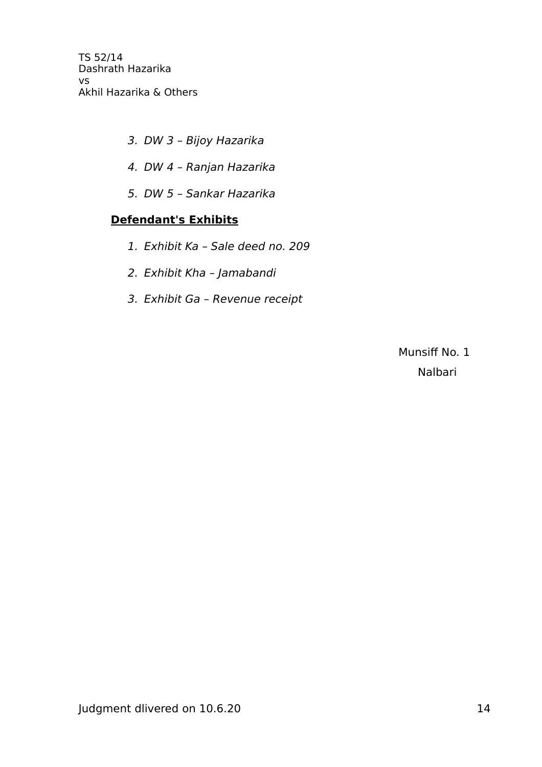3. *DW 3 – Bijoy Hazarika*
4. *DW 4 – Ranjan Hazarika*
5. *DW 5 – Sankar Hazarika*

**Defendant's Exhibits**

1. *Exhibit Ka – Sale deed no. 209*
2. *Exhibit Kha – Jamabandi*
3. *Exhibit Ga – Revenue receipt*

Munsiff No. 1

Nalbari